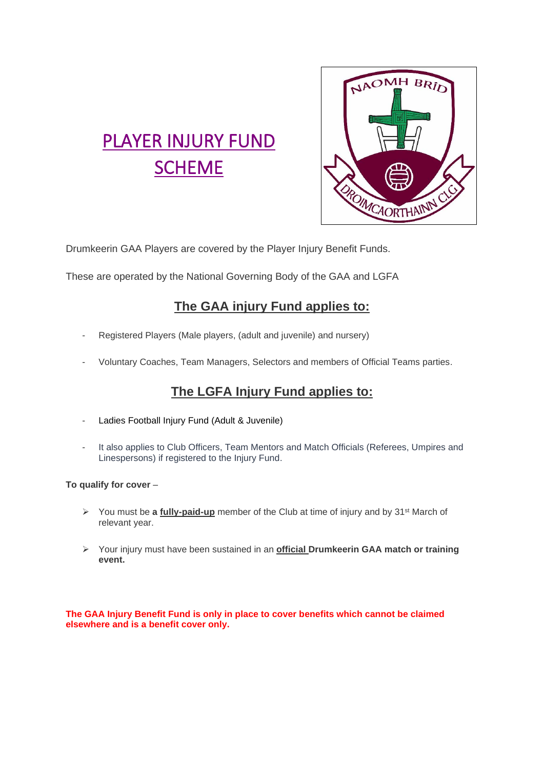# PLAYER INJURY FUND SCHEME

Drumkeerin GAA Players are covered by the Player Injury Benefit Funds.

These are operated by the National Governing Body of the GAA and LGFA

## The GAA injury Fund applies to:

- Registered Players (Male players, (adult and juvenile) and nursery)
- Voluntary Coaches, Team Managers, Selectors and members of Official Teams parties.

## The LGFA Injury Fund applies to:

- Ladies Football Injury Fund (Adult & Juvenile)
- It also applies to Club Officers, Team Mentors and Match Officials (Referees, Umpires and Linespersons) if registered to the Injury Fund.

**To qualify for cover** –

- You must be **a fully-paid-up** member of the Club at time of injury and by 31st March of relevant year.
- Your injury must have been sustained in an **official Drumkeerin GAA match or training event.**

**The GAA Injury Benefit Fund is only in place to cover benefits which cannot be claimed elsewhere and is a benefit cover only.**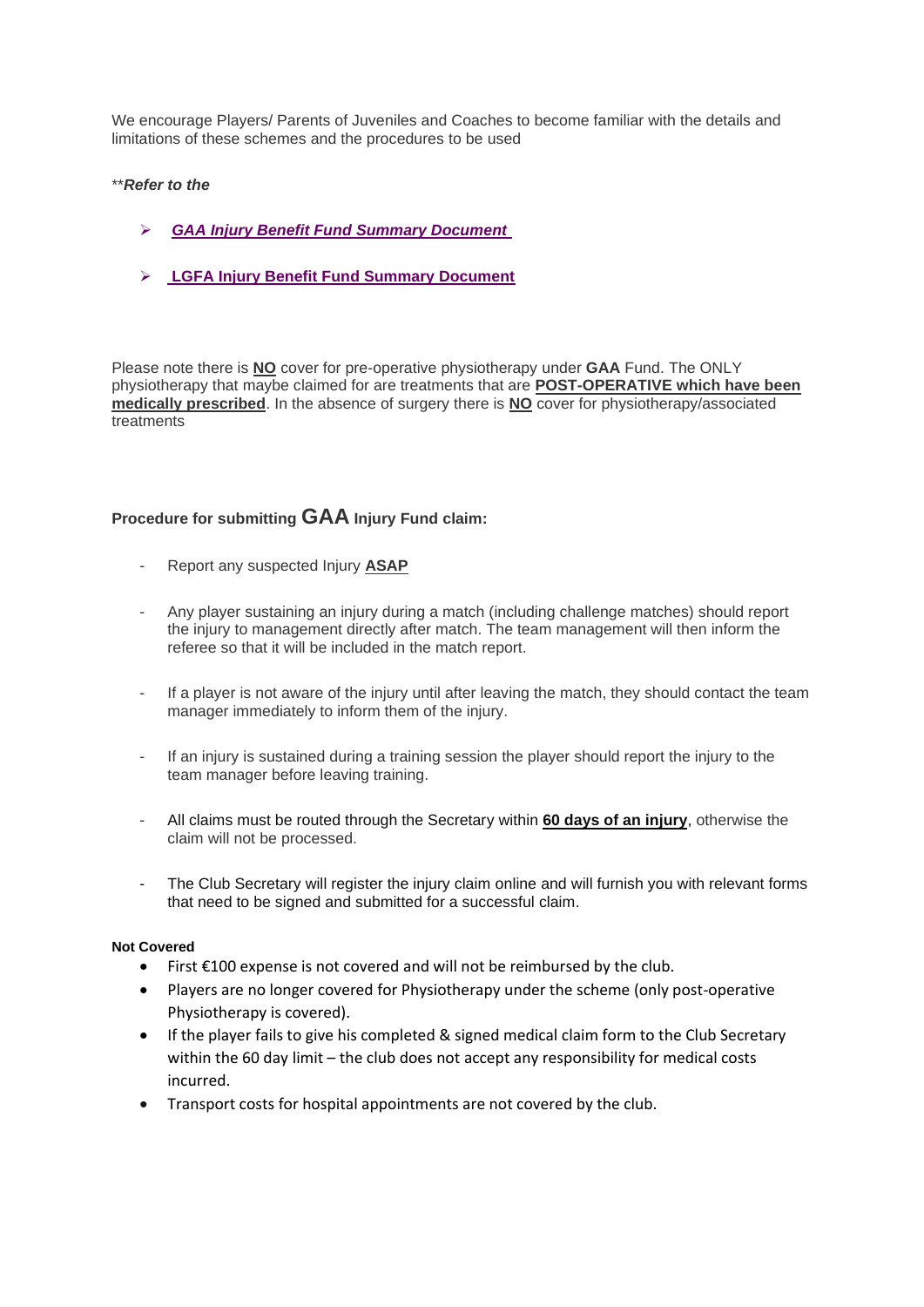We encourage Players/ Parents of Juveniles and Coaches to become familiar with the details and limitations of these schemes and the procedures to be used

\*\****Refer to the***

- ***GAA Injury Benefit Fund Summary Document***
- **LGFA Injury Benefit Fund Summary Document**

Please note there is **NO** cover for pre-operative physiotherapy under **GAA** Fund. The ONLY physiotherapy that maybe claimed for are treatments that are **POST-OPERATIVE which have been medically prescribed**. In the absence of surgery there is **NO** cover for physiotherapy/associated treatments

### Procedure for submitting GAA Injury Fund claim:

- Report any suspected Injury **ASAP**
- Any player sustaining an injury during a match (including challenge matches) should report the injury to management directly after match. The team management will then inform the referee so that it will be included in the match report.
- If a player is not aware of the injury until after leaving the match, they should contact the team manager immediately to inform them of the injury.
- If an injury is sustained during a training session the player should report the injury to the team manager before leaving training.
- All claims must be routed through the Secretary within **60 days of an injury**, otherwise the claim will not be processed.
- The Club Secretary will register the injury claim online and will furnish you with relevant forms that need to be signed and submitted for a successful claim.

**Not Covered**

- First €100 expense is not covered and will not be reimbursed by the club.
- Players are no longer covered for Physiotherapy under the scheme (only post-operative Physiotherapy is covered).
- If the player fails to give his completed & signed medical claim form to the Club Secretary within the 60 day limit – the club does not accept any responsibility for medical costs incurred.
- Transport costs for hospital appointments are not covered by the club.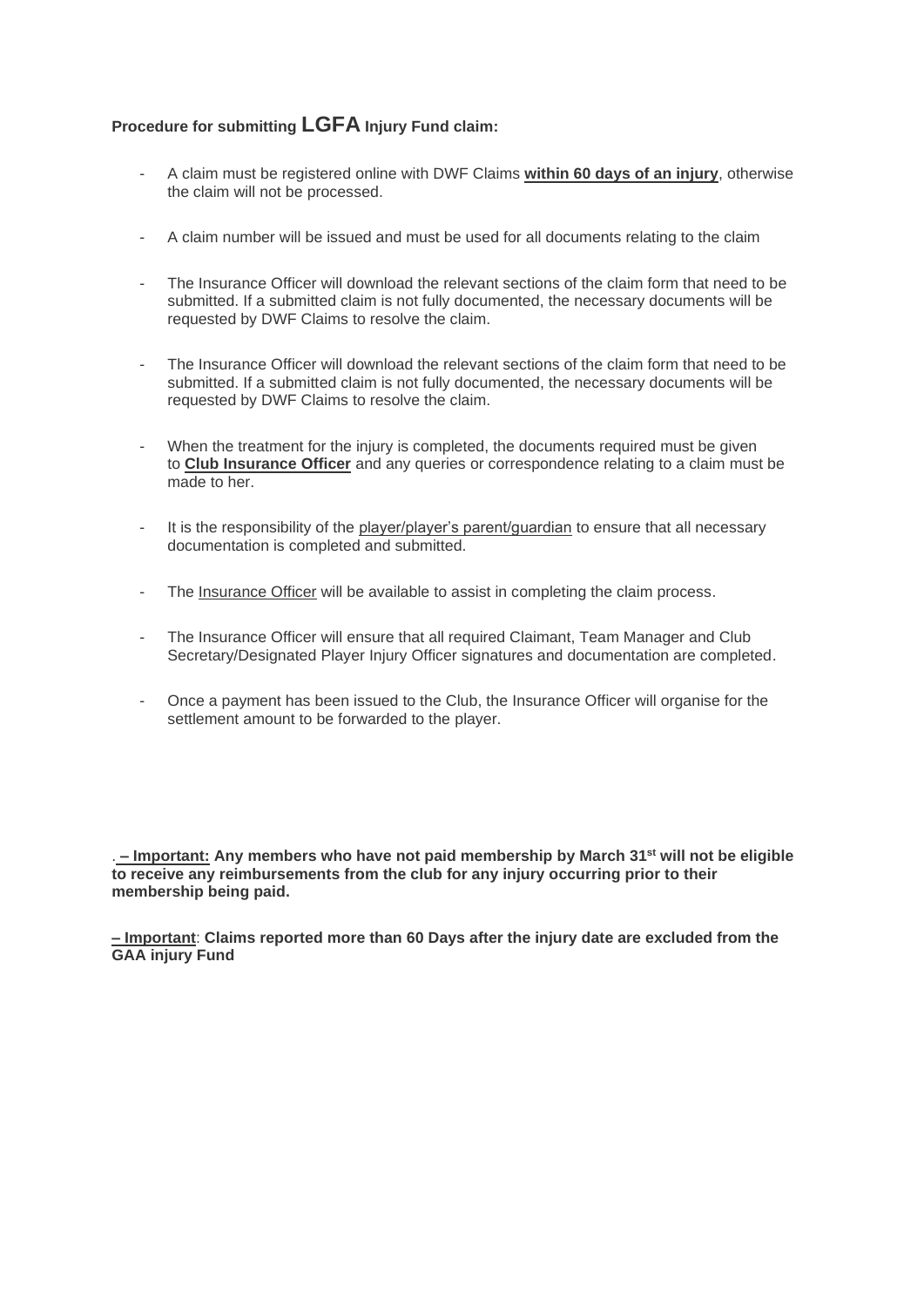**Procedure for submitting LGFA Injury Fund claim:**

- A claim must be registered online with DWF Claims **within 60 days of an injury**, otherwise the claim will not be processed.

- A claim number will be issued and must be used for all documents relating to the claim

- The Insurance Officer will download the relevant sections of the claim form that need to be submitted. If a submitted claim is not fully documented, the necessary documents will be requested by DWF Claims to resolve the claim.

- The Insurance Officer will download the relevant sections of the claim form that need to be submitted. If a submitted claim is not fully documented, the necessary documents will be requested by DWF Claims to resolve the claim.

- When the treatment for the injury is completed, the documents required must be given to **Club Insurance Officer** and any queries or correspondence relating to a claim must be made to her.

- It is the responsibility of the player/player's parent/guardian to ensure that all necessary documentation is completed and submitted.

- The Insurance Officer will be available to assist in completing the claim process.

- The Insurance Officer will ensure that all required Claimant, Team Manager and Club Secretary/Designated Player Injury Officer signatures and documentation are completed.

- Once a payment has been issued to the Club, the Insurance Officer will organise for the settlement amount to be forwarded to the player.

. **– Important: Any members who have not paid membership by March 31st will not be eligible to receive any reimbursements from the club for any injury occurring prior to their membership being paid.**

**– Important**: **Claims reported more than 60 Days after the injury date are excluded from the GAA injury Fund**